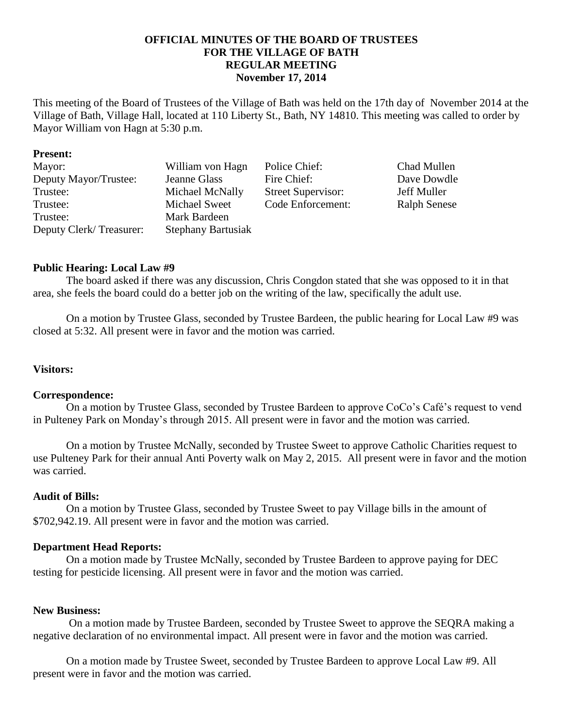# OFFICIAL MINUTES OF THE BOARD OF TRUSTEES FOR THE VILLAGE OF BATH REGULAR MEETING November 17, 2014

This meeting of the Board of Trustees of the Village of Bath was held on the 17th day of November 2014 at the Village of Bath, Village Hall, located at 110 Liberty St., Bath, NY 14810. This meeting was called to order by Mayor William von Hagn at 5:30 p.m.

**Present:**

| | | | |
|---|---|---|---|
| Mayor: | William von Hagn | Police Chief: | Chad Mullen |
| Deputy Mayor/Trustee: | Jeanne Glass | Fire Chief: | Dave Dowdle |
| Trustee: | Michael McNally | Street Supervisor: | Jeff Muller |
| Trustee: | Michael Sweet | Code Enforcement: | Ralph Senese |
| Trustee: | Mark Bardeen | | |
| Deputy Clerk/ Treasurer: | Stephany Bartusiak | | |

**Public Hearing: Local Law #9**

The board asked if there was any discussion, Chris Congdon stated that she was opposed to it in that area, she feels the board could do a better job on the writing of the law, specifically the adult use.

On a motion by Trustee Glass, seconded by Trustee Bardeen, the public hearing for Local Law #9 was closed at 5:32. All present were in favor and the motion was carried.

**Visitors:**

**Correspondence:**

On a motion by Trustee Glass, seconded by Trustee Bardeen to approve CoCo's Café's request to vend in Pulteney Park on Monday's through 2015. All present were in favor and the motion was carried.

On a motion by Trustee McNally, seconded by Trustee Sweet to approve Catholic Charities request to use Pulteney Park for their annual Anti Poverty walk on May 2, 2015. All present were in favor and the motion was carried.

**Audit of Bills:**

On a motion by Trustee Glass, seconded by Trustee Sweet to pay Village bills in the amount of $702,942.19. All present were in favor and the motion was carried.

**Department Head Reports:**

On a motion made by Trustee McNally, seconded by Trustee Bardeen to approve paying for DEC testing for pesticide licensing. All present were in favor and the motion was carried.

**New Business:**

On a motion made by Trustee Bardeen, seconded by Trustee Sweet to approve the SEQRA making a negative declaration of no environmental impact. All present were in favor and the motion was carried.

On a motion made by Trustee Sweet, seconded by Trustee Bardeen to approve Local Law #9. All present were in favor and the motion was carried.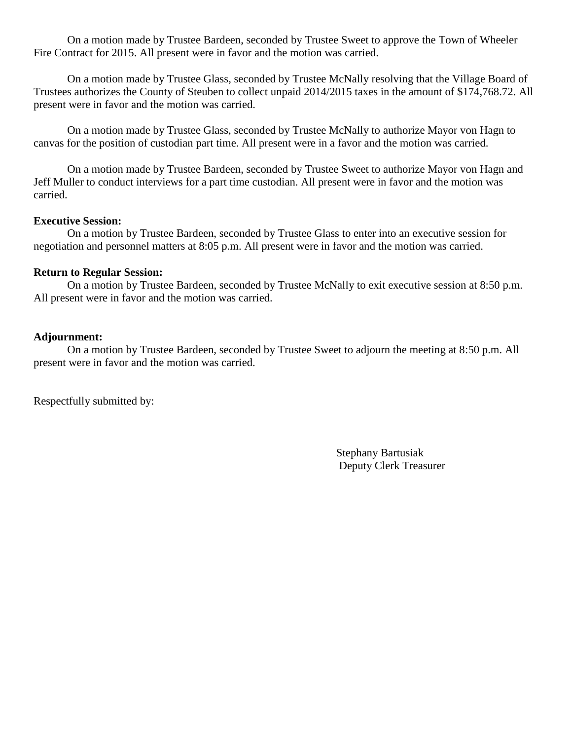On a motion made by Trustee Bardeen, seconded by Trustee Sweet to approve the Town of Wheeler Fire Contract for 2015. All present were in favor and the motion was carried.

On a motion made by Trustee Glass, seconded by Trustee McNally resolving that the Village Board of Trustees authorizes the County of Steuben to collect unpaid 2014/2015 taxes in the amount of $174,768.72. All present were in favor and the motion was carried.

On a motion made by Trustee Glass, seconded by Trustee McNally to authorize Mayor von Hagn to canvas for the position of custodian part time. All present were in a favor and the motion was carried.

On a motion made by Trustee Bardeen, seconded by Trustee Sweet to authorize Mayor von Hagn and Jeff Muller to conduct interviews for a part time custodian. All present were in favor and the motion was carried.

**Executive Session:**

On a motion by Trustee Bardeen, seconded by Trustee Glass to enter into an executive session for negotiation and personnel matters at 8:05 p.m. All present were in favor and the motion was carried.

**Return to Regular Session:**

On a motion by Trustee Bardeen, seconded by Trustee McNally to exit executive session at 8:50 p.m. All present were in favor and the motion was carried.

**Adjournment:**

On a motion by Trustee Bardeen, seconded by Trustee Sweet to adjourn the meeting at 8:50 p.m. All present were in favor and the motion was carried.

Respectfully submitted by:

Stephany Bartusiak
Deputy Clerk Treasurer